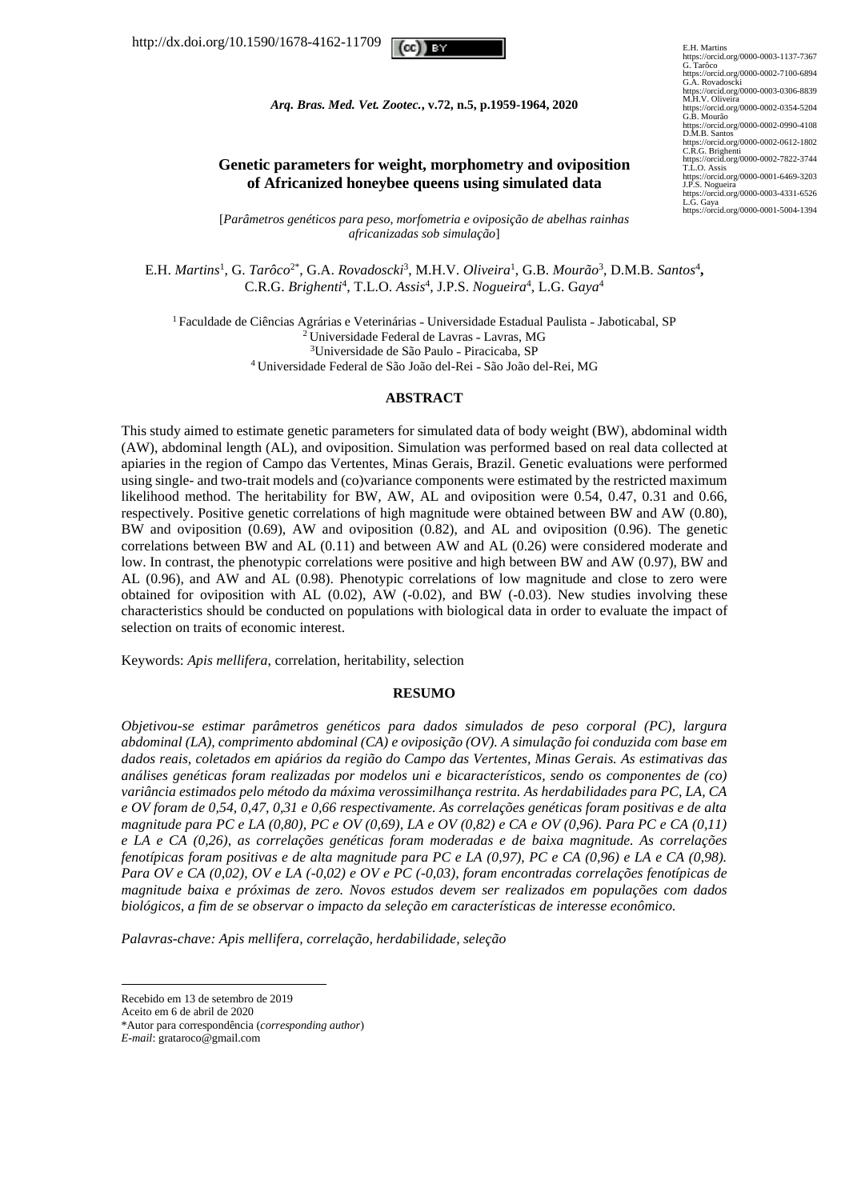http://dx.doi.org/10.1590/1678-4162-11709

E.H. Martins
https://orcid.org/0000-0003-1137-7367
G. Tarôco
https://orcid.org/0000-0002-7100-6894
G.A. Rovadoscki
https://orcid.org/0000-0003-0306-8839
M.H.V. Oliveira
https://orcid.org/0000-0002-0354-5204
G.B. Mourão
https://orcid.org/0000-0002-0990-4108
D.M.B. Santos
https://orcid.org/0000-0002-0612-1802
C.R.G. Brighenti
https://orcid.org/0000-0002-7822-3744
T.L.O. Assis
https://orcid.org/0000-0001-6469-3203
J.P.S. Nogueira
https://orcid.org/0000-0003-4331-6526
L.G. Gaya
https://orcid.org/0000-0001-5004-1394

*Arq. Bras. Med. Vet. Zootec.*, v.72, n.5, p.1959-1964, 2020

# Genetic parameters for weight, morphometry and oviposition of Africanized honeybee queens using simulated data

[*Parâmetros genéticos para peso, morfometria e oviposição de abelhas rainhas africanizadas sob simulação*]

E.H. *Martins*[1], G. *Tarôco*[2*], G.A. *Rovadoscki*[3], M.H.V. *Oliveira*[1], G.B. *Mourão*[3], D.M.B. *Santos*[4], C.R.G. *Brighenti*[4], T.L.O. *Assis*[4], J.P.S. *Nogueira*[4], L.G. *Gaya*[4]

[1] Faculdade de Ciências Agrárias e Veterinárias - Universidade Estadual Paulista - Jaboticabal, SP
[2] Universidade Federal de Lavras - Lavras, MG
[3] Universidade de São Paulo - Piracicaba, SP
[4] Universidade Federal de São João del-Rei - São João del-Rei, MG

## ABSTRACT

This study aimed to estimate genetic parameters for simulated data of body weight (BW), abdominal width (AW), abdominal length (AL), and oviposition. Simulation was performed based on real data collected at apiaries in the region of Campo das Vertentes, Minas Gerais, Brazil. Genetic evaluations were performed using single- and two-trait models and (co)variance components were estimated by the restricted maximum likelihood method. The heritability for BW, AW, AL and oviposition were 0.54, 0.47, 0.31 and 0.66, respectively. Positive genetic correlations of high magnitude were obtained between BW and AW (0.80), BW and oviposition (0.69), AW and oviposition (0.82), and AL and oviposition (0.96). The genetic correlations between BW and AL (0.11) and between AW and AL (0.26) were considered moderate and low. In contrast, the phenotypic correlations were positive and high between BW and AW (0.97), BW and AL (0.96), and AW and AL (0.98). Phenotypic correlations of low magnitude and close to zero were obtained for oviposition with AL (0.02), AW (-0.02), and BW (-0.03). New studies involving these characteristics should be conducted on populations with biological data in order to evaluate the impact of selection on traits of economic interest.

Keywords: *Apis mellifera*, correlation, heritability, selection

## RESUMO

*Objetivou-se estimar parâmetros genéticos para dados simulados de peso corporal (PC), largura abdominal (LA), comprimento abdominal (CA) e oviposição (OV). A simulação foi conduzida com base em dados reais, coletados em apiários da região do Campo das Vertentes, Minas Gerais. As estimativas das análises genéticas foram realizadas por modelos uni e bicaracterísticos, sendo os componentes de (co) variância estimados pelo método da máxima verossimilhança restrita. As herdabilidades para PC, LA, CA e OV foram de 0,54, 0,47, 0,31 e 0,66 respectivamente. As correlações genéticas foram positivas e de alta magnitude para PC e LA (0,80), PC e OV (0,69), LA e OV (0,82) e CA e OV (0,96). Para PC e CA (0,11) e LA e CA (0,26), as correlações genéticas foram moderadas e de baixa magnitude. As correlações fenotípicas foram positivas e de alta magnitude para PC e LA (0,97), PC e CA (0,96) e LA e CA (0,98). Para OV e CA (0,02), OV e LA (-0,02) e OV e PC (-0,03), foram encontradas correlações fenotípicas de magnitude baixa e próximas de zero. Novos estudos devem ser realizados em populações com dados biológicos, a fim de se observar o impacto da seleção em características de interesse econômico.*

*Palavras-chave: Apis mellifera, correlação, herdabilidade, seleção*

---

Recebido em 13 de setembro de 2019
Aceito em 6 de abril de 2020
*Autor para correspondência (*corresponding author*)
*E-mail*: grataroco@gmail.com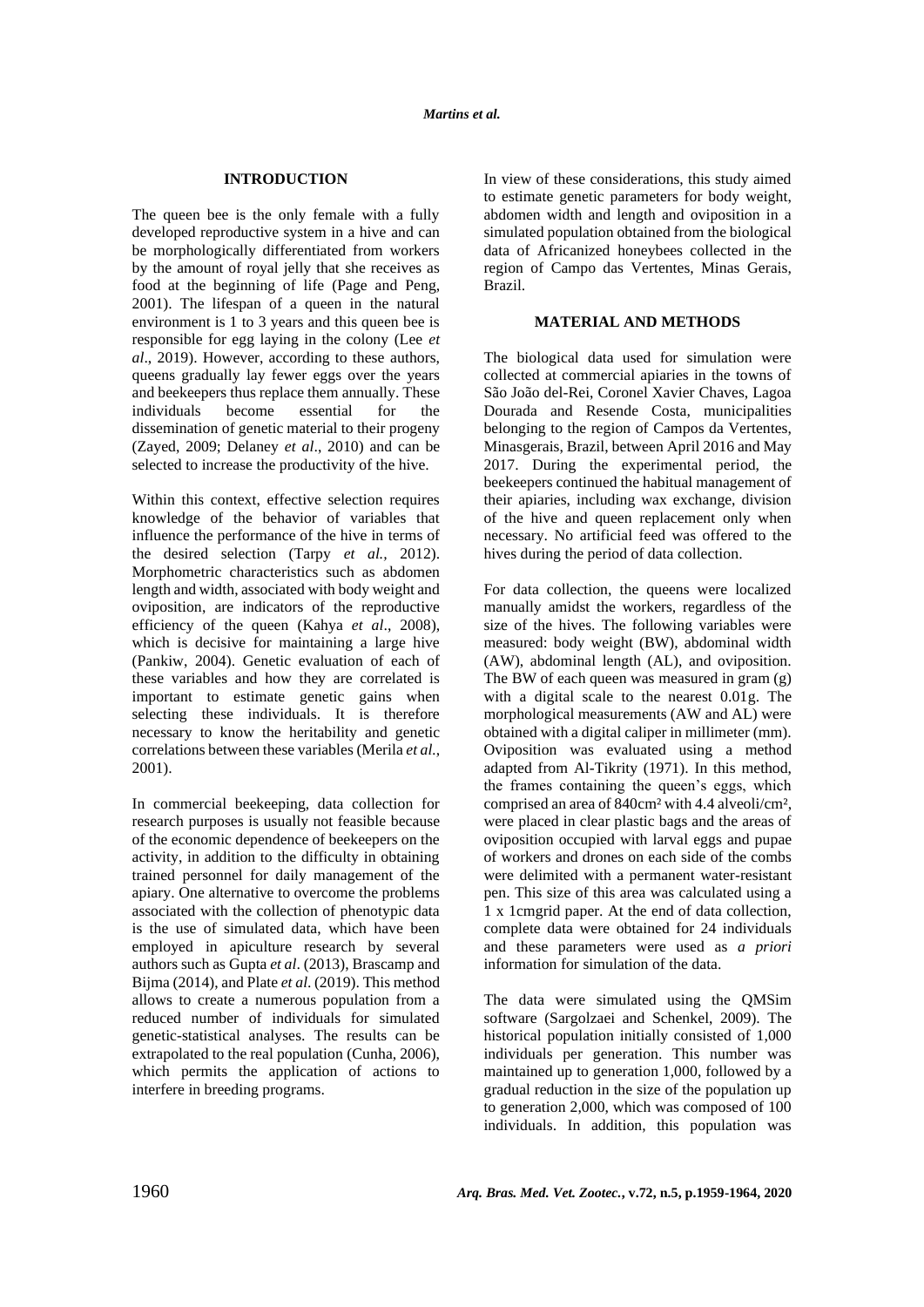## INTRODUCTION

The queen bee is the only female with a fully developed reproductive system in a hive and can be morphologically differentiated from workers by the amount of royal jelly that she receives as food at the beginning of life (Page and Peng, 2001). The lifespan of a queen in the natural environment is 1 to 3 years and this queen bee is responsible for egg laying in the colony (Lee *et al*., 2019). However, according to these authors, queens gradually lay fewer eggs over the years and beekeepers thus replace them annually. These individuals become essential for the dissemination of genetic material to their progeny (Zayed, 2009; Delaney *et al*., 2010) and can be selected to increase the productivity of the hive.

Within this context, effective selection requires knowledge of the behavior of variables that influence the performance of the hive in terms of the desired selection (Tarpy *et al.,* 2012). Morphometric characteristics such as abdomen length and width, associated with body weight and oviposition, are indicators of the reproductive efficiency of the queen (Kahya *et al*., 2008), which is decisive for maintaining a large hive (Pankiw, 2004). Genetic evaluation of each of these variables and how they are correlated is important to estimate genetic gains when selecting these individuals. It is therefore necessary to know the heritability and genetic correlations between these variables (Merila *et al.*, 2001).

In commercial beekeeping, data collection for research purposes is usually not feasible because of the economic dependence of beekeepers on the activity, in addition to the difficulty in obtaining trained personnel for daily management of the apiary. One alternative to overcome the problems associated with the collection of phenotypic data is the use of simulated data, which have been employed in apiculture research by several authors such as Gupta *et al*. (2013), Brascamp and Bijma (2014), and Plate *et al.* (2019). This method allows to create a numerous population from a reduced number of individuals for simulated genetic-statistical analyses. The results can be extrapolated to the real population (Cunha, 2006), which permits the application of actions to interfere in breeding programs.

In view of these considerations, this study aimed to estimate genetic parameters for body weight, abdomen width and length and oviposition in a simulated population obtained from the biological data of Africanized honeybees collected in the region of Campo das Vertentes, Minas Gerais, Brazil.

## MATERIAL AND METHODS

The biological data used for simulation were collected at commercial apiaries in the towns of São João del-Rei, Coronel Xavier Chaves, Lagoa Dourada and Resende Costa, municipalities belonging to the region of Campos da Vertentes, Minasgerais, Brazil, between April 2016 and May 2017. During the experimental period, the beekeepers continued the habitual management of their apiaries, including wax exchange, division of the hive and queen replacement only when necessary. No artificial feed was offered to the hives during the period of data collection.

For data collection, the queens were localized manually amidst the workers, regardless of the size of the hives. The following variables were measured: body weight (BW), abdominal width (AW), abdominal length (AL), and oviposition. The BW of each queen was measured in gram (g) with a digital scale to the nearest 0.01g. The morphological measurements (AW and AL) were obtained with a digital caliper in millimeter (mm). Oviposition was evaluated using a method adapted from Al-Tikrity (1971). In this method, the frames containing the queen's eggs, which comprised an area of 840cm² with 4.4 alveoli/cm², were placed in clear plastic bags and the areas of oviposition occupied with larval eggs and pupae of workers and drones on each side of the combs were delimited with a permanent water-resistant pen. This size of this area was calculated using a 1 x 1cmgrid paper. At the end of data collection, complete data were obtained for 24 individuals and these parameters were used as *a priori* information for simulation of the data.

The data were simulated using the QMSim software (Sargolzaei and Schenkel, 2009). The historical population initially consisted of 1,000 individuals per generation. This number was maintained up to generation 1,000, followed by a gradual reduction in the size of the population up to generation 2,000, which was composed of 100 individuals. In addition, this population was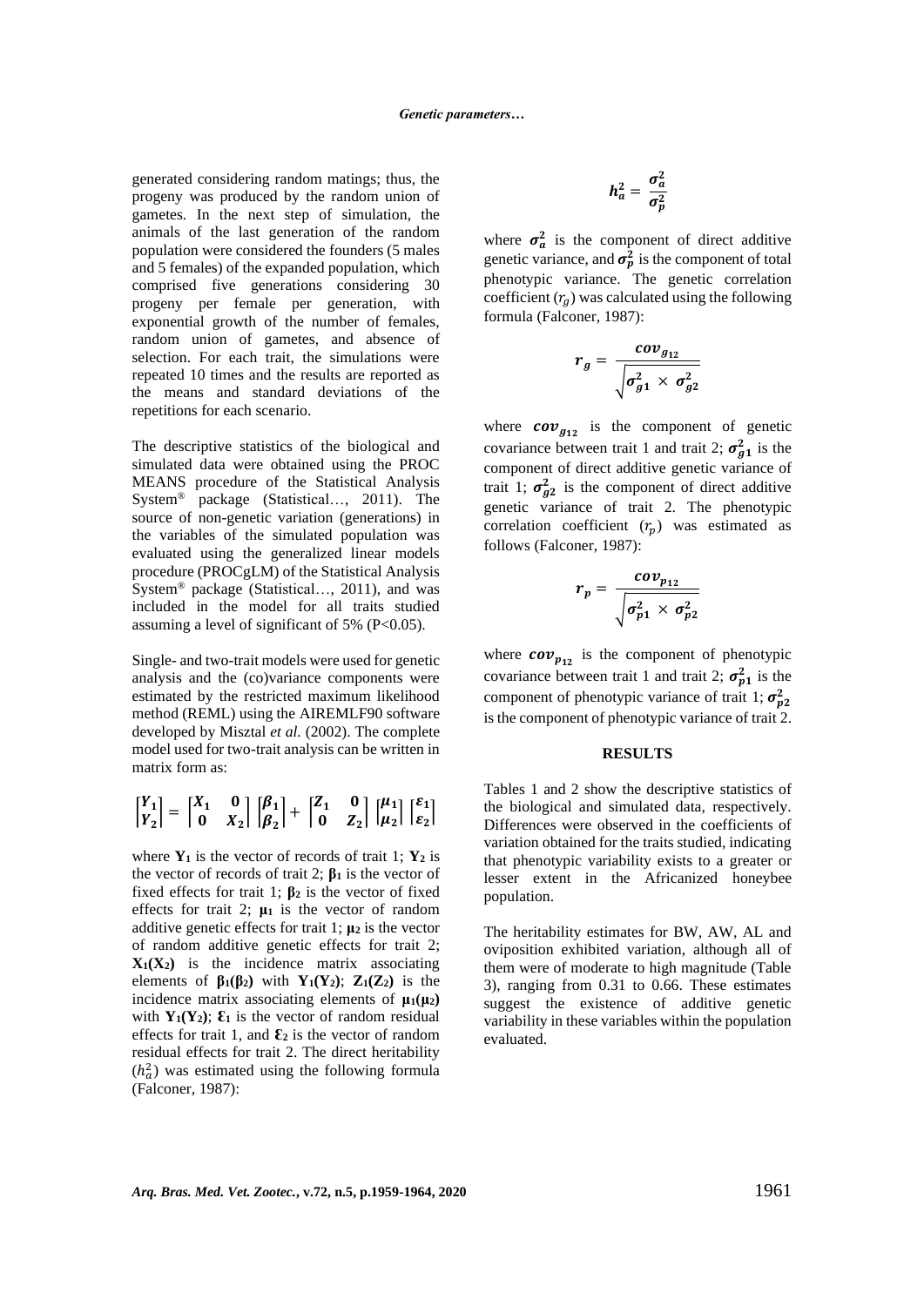generated considering random matings; thus, the progeny was produced by the random union of gametes. In the next step of simulation, the animals of the last generation of the random population were considered the founders (5 males and 5 females) of the expanded population, which comprised five generations considering 30 progeny per female per generation, with exponential growth of the number of females, random union of gametes, and absence of selection. For each trait, the simulations were repeated 10 times and the results are reported as the means and standard deviations of the repetitions for each scenario.

The descriptive statistics of the biological and simulated data were obtained using the PROC MEANS procedure of the Statistical Analysis System® package (Statistical…, 2011). The source of non-genetic variation (generations) in the variables of the simulated population was evaluated using the generalized linear models procedure (PROCgLM) of the Statistical Analysis System® package (Statistical…, 2011), and was included in the model for all traits studied assuming a level of significant of 5% (P<0.05).

Single- and two-trait models were used for genetic analysis and the (co)variance components were estimated by the restricted maximum likelihood method (REML) using the AIREMLF90 software developed by Misztal *et al.* (2002). The complete model used for two-trait analysis can be written in matrix form as:

$$\begin{bmatrix} Y_1 \\ Y_2 \end{bmatrix} = \begin{bmatrix} X_1 & \mathbf{0} \\ \mathbf{0} & X_2 \end{bmatrix} \begin{bmatrix} \beta_1 \\ \beta_2 \end{bmatrix} + \begin{bmatrix} Z_1 & \mathbf{0} \\ \mathbf{0} & Z_2 \end{bmatrix} \begin{bmatrix} \mu_1 \\ \mu_2 \end{bmatrix} \begin{bmatrix} \varepsilon_1 \\ \varepsilon_2 \end{bmatrix}$$

where $\mathbf{Y_1}$ is the vector of records of trait 1; $\mathbf{Y_2}$ is the vector of records of trait 2; $\boldsymbol{\beta_1}$ is the vector of fixed effects for trait 1; $\boldsymbol{\beta_2}$ is the vector of fixed effects for trait 2; $\boldsymbol{\mu_1}$ is the vector of random additive genetic effects for trait 1; $\boldsymbol{\mu_2}$ is the vector of random additive genetic effects for trait 2; $\mathbf{X_1(X_2)}$ is the incidence matrix associating elements of $\boldsymbol{\beta_1(\beta_2)}$ with $\mathbf{Y_1(Y_2)}$; $\mathbf{Z_1(Z_2)}$ is the incidence matrix associating elements of $\boldsymbol{\mu_1(\mu_2)}$ with $\mathbf{Y_1(Y_2)}$; $\boldsymbol{\varepsilon_1}$ is the vector of random residual effects for trait 1, and $\boldsymbol{\varepsilon_2}$ is the vector of random residual effects for trait 2. The direct heritability ($h_a^2$) was estimated using the following formula (Falconer, 1987):

$$h_a^2 = \frac{\sigma_a^2}{\sigma_p^2}$$

where $\sigma_a^2$ is the component of direct additive genetic variance, and $\sigma_p^2$ is the component of total phenotypic variance. The genetic correlation coefficient ($r_g$) was calculated using the following formula (Falconer, 1987):

$$r_g = \frac{cov_{g_{12}}}{\sqrt{\sigma_{g1}^2 \times \sigma_{g2}^2}}$$

where $cov_{g_{12}}$ is the component of genetic covariance between trait 1 and trait 2; $\sigma_{g1}^2$ is the component of direct additive genetic variance of trait 1; $\sigma_{g2}^2$ is the component of direct additive genetic variance of trait 2. The phenotypic correlation coefficient ($r_p$) was estimated as follows (Falconer, 1987):

$$r_p = \frac{cov_{p_{12}}}{\sqrt{\sigma_{p1}^2 \times \sigma_{p2}^2}}$$

where $cov_{p_{12}}$ is the component of phenotypic covariance between trait 1 and trait 2; $\sigma_{p1}^2$ is the component of phenotypic variance of trait 1; $\sigma_{p2}^2$ is the component of phenotypic variance of trait 2.

## RESULTS

Tables 1 and 2 show the descriptive statistics of the biological and simulated data, respectively. Differences were observed in the coefficients of variation obtained for the traits studied, indicating that phenotypic variability exists to a greater or lesser extent in the Africanized honeybee population.

The heritability estimates for BW, AW, AL and oviposition exhibited variation, although all of them were of moderate to high magnitude (Table 3), ranging from 0.31 to 0.66. These estimates suggest the existence of additive genetic variability in these variables within the population evaluated.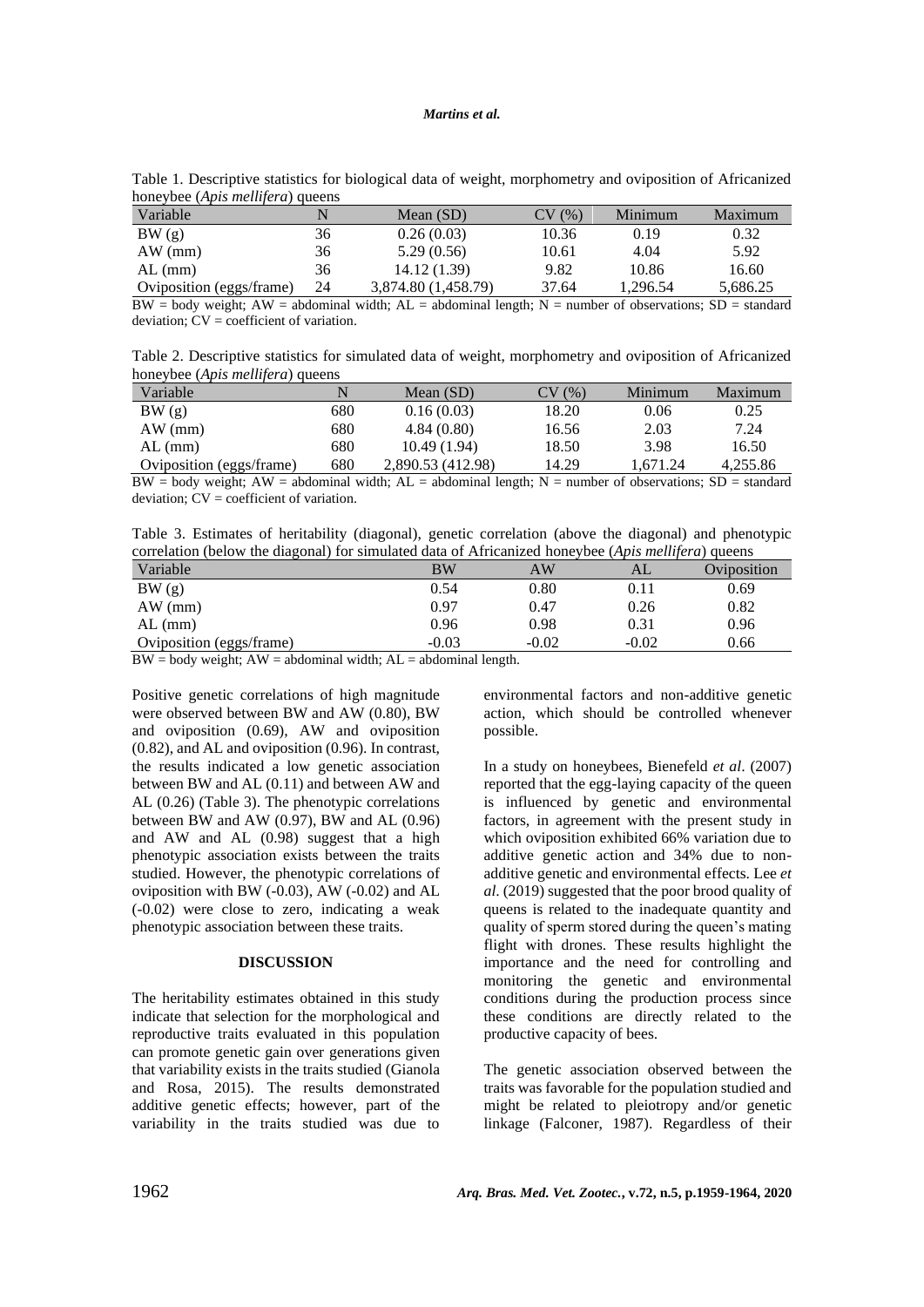Table 1. Descriptive statistics for biological data of weight, morphometry and oviposition of Africanized honeybee (*Apis mellifera*) queens

| Variable | N | Mean (SD) | CV (%) | Minimum | Maximum |
|---|---|---|---|---|---|
| BW (g) | 36 | 0.26 (0.03) | 10.36 | 0.19 | 0.32 |
| AW (mm) | 36 | 5.29 (0.56) | 10.61 | 4.04 | 5.92 |
| AL (mm) | 36 | 14.12 (1.39) | 9.82 | 10.86 | 16.60 |
| Oviposition (eggs/frame) | 24 | 3,874.80 (1,458.79) | 37.64 | 1,296.54 | 5,686.25 |

BW = body weight; AW = abdominal width; AL = abdominal length; N = number of observations; SD = standard deviation; CV = coefficient of variation.

Table 2. Descriptive statistics for simulated data of weight, morphometry and oviposition of Africanized honeybee (*Apis mellifera*) queens

| Variable | N | Mean (SD) | CV (%) | Minimum | Maximum |
|---|---|---|---|---|---|
| BW (g) | 680 | 0.16 (0.03) | 18.20 | 0.06 | 0.25 |
| AW (mm) | 680 | 4.84 (0.80) | 16.56 | 2.03 | 7.24 |
| AL (mm) | 680 | 10.49 (1.94) | 18.50 | 3.98 | 16.50 |
| Oviposition (eggs/frame) | 680 | 2,890.53 (412.98) | 14.29 | 1,671.24 | 4,255.86 |

BW = body weight; AW = abdominal width; AL = abdominal length; N = number of observations; SD = standard deviation; CV = coefficient of variation.

Table 3. Estimates of heritability (diagonal), genetic correlation (above the diagonal) and phenotypic correlation (below the diagonal) for simulated data of Africanized honeybee (*Apis mellifera*) queens

| Variable | BW | AW | AL | Oviposition |
|---|---|---|---|---|
| BW (g) | 0.54 | 0.80 | 0.11 | 0.69 |
| AW (mm) | 0.97 | 0.47 | 0.26 | 0.82 |
| AL (mm) | 0.96 | 0.98 | 0.31 | 0.96 |
| Oviposition (eggs/frame) | -0.03 | -0.02 | -0.02 | 0.66 |

BW = body weight; AW = abdominal width; AL = abdominal length.

Positive genetic correlations of high magnitude were observed between BW and AW (0.80), BW and oviposition (0.69), AW and oviposition (0.82), and AL and oviposition (0.96). In contrast, the results indicated a low genetic association between BW and AL (0.11) and between AW and AL (0.26) (Table 3). The phenotypic correlations between BW and AW (0.97), BW and AL (0.96) and AW and AL (0.98) suggest that a high phenotypic association exists between the traits studied. However, the phenotypic correlations of oviposition with BW (-0.03), AW (-0.02) and AL (-0.02) were close to zero, indicating a weak phenotypic association between these traits.

## DISCUSSION

The heritability estimates obtained in this study indicate that selection for the morphological and reproductive traits evaluated in this population can promote genetic gain over generations given that variability exists in the traits studied (Gianola and Rosa, 2015). The results demonstrated additive genetic effects; however, part of the variability in the traits studied was due to environmental factors and non-additive genetic action, which should be controlled whenever possible.

In a study on honeybees, Bienefeld *et al*. (2007) reported that the egg-laying capacity of the queen is influenced by genetic and environmental factors, in agreement with the present study in which oviposition exhibited 66% variation due to additive genetic action and 34% due to non-additive genetic and environmental effects. Lee *et al*. (2019) suggested that the poor brood quality of queens is related to the inadequate quantity and quality of sperm stored during the queen's mating flight with drones. These results highlight the importance and the need for controlling and monitoring the genetic and environmental conditions during the production process since these conditions are directly related to the productive capacity of bees.

The genetic association observed between the traits was favorable for the population studied and might be related to pleiotropy and/or genetic linkage (Falconer, 1987). Regardless of their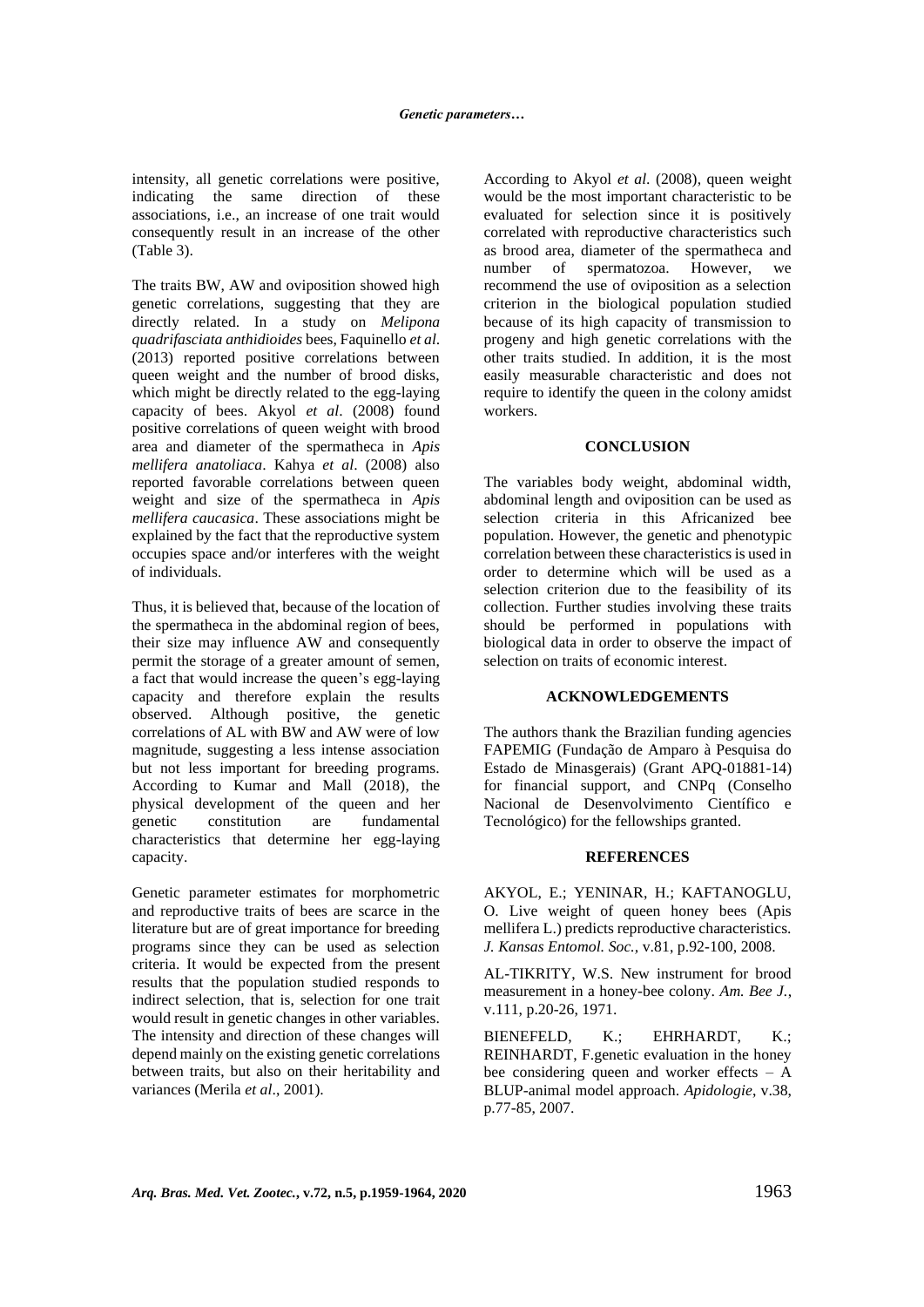intensity, all genetic correlations were positive, indicating the same direction of these associations, i.e., an increase of one trait would consequently result in an increase of the other (Table 3).

The traits BW, AW and oviposition showed high genetic correlations, suggesting that they are directly related. In a study on *Melipona quadrifasciata anthidioides* bees, Faquinello *et al*. (2013) reported positive correlations between queen weight and the number of brood disks, which might be directly related to the egg-laying capacity of bees. Akyol *et al*. (2008) found positive correlations of queen weight with brood area and diameter of the spermatheca in *Apis mellifera anatoliaca*. Kahya *et al*. (2008) also reported favorable correlations between queen weight and size of the spermatheca in *Apis mellifera caucasica*. These associations might be explained by the fact that the reproductive system occupies space and/or interferes with the weight of individuals.

Thus, it is believed that, because of the location of the spermatheca in the abdominal region of bees, their size may influence AW and consequently permit the storage of a greater amount of semen, a fact that would increase the queen's egg-laying capacity and therefore explain the results observed. Although positive, the genetic correlations of AL with BW and AW were of low magnitude, suggesting a less intense association but not less important for breeding programs. According to Kumar and Mall (2018), the physical development of the queen and her genetic constitution are fundamental characteristics that determine her egg-laying capacity.

Genetic parameter estimates for morphometric and reproductive traits of bees are scarce in the literature but are of great importance for breeding programs since they can be used as selection criteria. It would be expected from the present results that the population studied responds to indirect selection, that is, selection for one trait would result in genetic changes in other variables. The intensity and direction of these changes will depend mainly on the existing genetic correlations between traits, but also on their heritability and variances (Merila *et al*., 2001).

According to Akyol *et al*. (2008), queen weight would be the most important characteristic to be evaluated for selection since it is positively correlated with reproductive characteristics such as brood area, diameter of the spermatheca and number of spermatozoa. However, we recommend the use of oviposition as a selection criterion in the biological population studied because of its high capacity of transmission to progeny and high genetic correlations with the other traits studied. In addition, it is the most easily measurable characteristic and does not require to identify the queen in the colony amidst workers.

## CONCLUSION

The variables body weight, abdominal width, abdominal length and oviposition can be used as selection criteria in this Africanized bee population. However, the genetic and phenotypic correlation between these characteristics is used in order to determine which will be used as a selection criterion due to the feasibility of its collection. Further studies involving these traits should be performed in populations with biological data in order to observe the impact of selection on traits of economic interest.

## ACKNOWLEDGEMENTS

The authors thank the Brazilian funding agencies FAPEMIG (Fundação de Amparo à Pesquisa do Estado de Minasgerais) (Grant APQ-01881-14) for financial support, and CNPq (Conselho Nacional de Desenvolvimento Científico e Tecnológico) for the fellowships granted.

## REFERENCES

AKYOL, E.; YENINAR, H.; KAFTANOGLU, O. Live weight of queen honey bees (Apis mellifera L.) predicts reproductive characteristics. *J. Kansas Entomol. Soc.*, v.81, p.92-100, 2008.

AL-TIKRITY, W.S. New instrument for brood measurement in a honey-bee colony. *Am. Bee J.*, v.111, p.20-26, 1971.

BIENEFELD, K.; EHRHARDT, K.; REINHARDT, F.genetic evaluation in the honey bee considering queen and worker effects – A BLUP-animal model approach. *Apidologie*, v.38, p.77-85, 2007.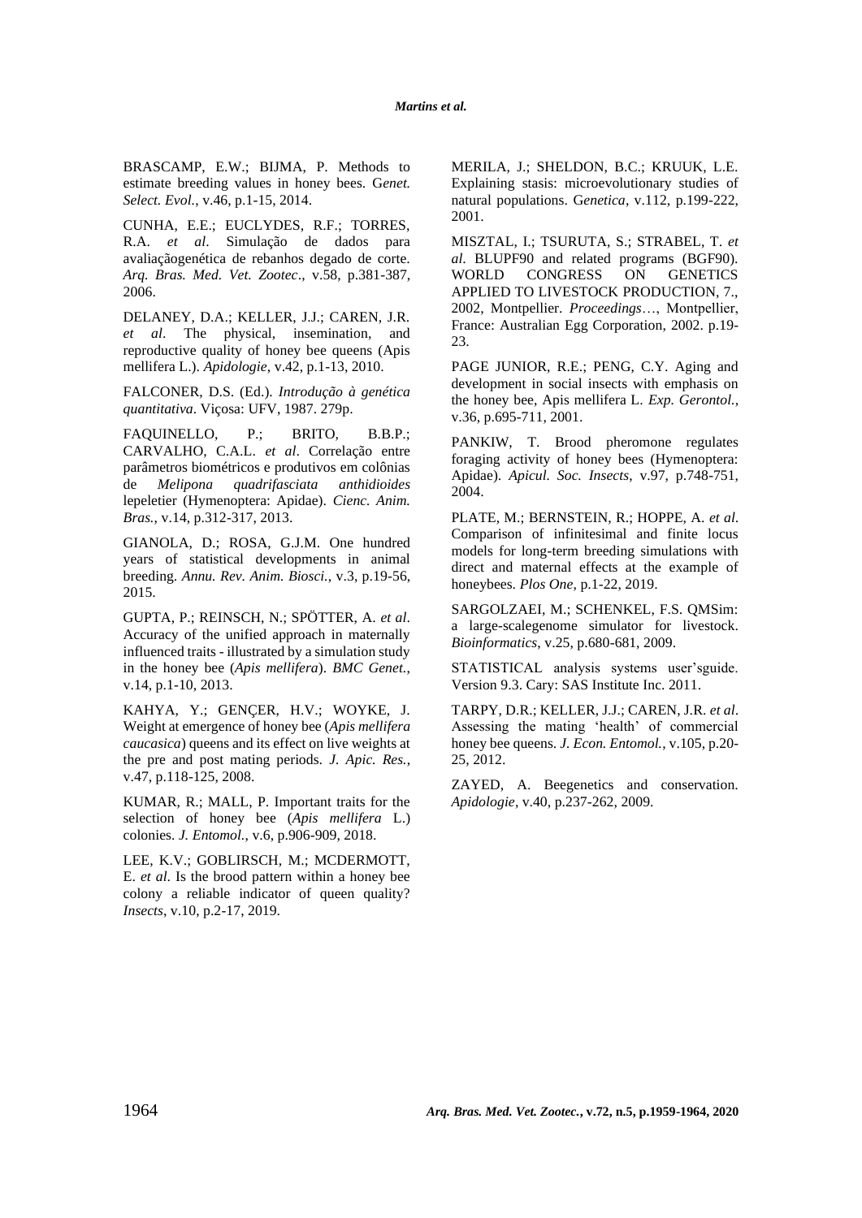BRASCAMP, E.W.; BIJMA, P. Methods to estimate breeding values in honey bees. *Genet. Select. Evol.*, v.46, p.1-15, 2014.

CUNHA, E.E.; EUCLYDES, R.F.; TORRES, R.A. *et al*. Simulação de dados para avaliaçãogenética de rebanhos degado de corte. *Arq. Bras. Med. Vet. Zootec*., v.58, p.381-387, 2006.

DELANEY, D.A.; KELLER, J.J.; CAREN, J.R. *et al*. The physical, insemination, and reproductive quality of honey bee queens (Apis mellifera L.). *Apidologie*, v.42, p.1-13, 2010.

FALCONER, D.S. (Ed.). *Introdução à genética quantitativa*. Viçosa: UFV, 1987. 279p.

FAQUINELLO, P.; BRITO, B.B.P.; CARVALHO, C.A.L. *et al*. Correlação entre parâmetros biométricos e produtivos em colônias de *Melipona quadrifasciata anthidioides* lepeletier (Hymenoptera: Apidae). *Cienc. Anim. Bras.*, v.14, p.312-317, 2013.

GIANOLA, D.; ROSA, G.J.M. One hundred years of statistical developments in animal breeding. *Annu. Rev. Anim. Biosci.*, v.3, p.19-56, 2015.

GUPTA, P.; REINSCH, N.; SPÖTTER, A. *et al*. Accuracy of the unified approach in maternally influenced traits - illustrated by a simulation study in the honey bee (*Apis mellifera*). *BMC Genet.*, v.14, p.1-10, 2013.

KAHYA, Y.; GENÇER, H.V.; WOYKE, J. Weight at emergence of honey bee (*Apis mellifera caucasica*) queens and its effect on live weights at the pre and post mating periods. *J. Apic. Res.*, v.47, p.118-125, 2008.

KUMAR, R.; MALL, P. Important traits for the selection of honey bee (*Apis mellifera* L.) colonies. *J. Entomol.*, v.6, p.906-909, 2018.

LEE, K.V.; GOBLIRSCH, M.; MCDERMOTT, E. *et al*. Is the brood pattern within a honey bee colony a reliable indicator of queen quality? *Insects*, v.10, p.2-17, 2019.

MERILA, J.; SHELDON, B.C.; KRUUK, L.E. Explaining stasis: microevolutionary studies of natural populations. *Genetica*, v.112, p.199-222, 2001.

MISZTAL, I.; TSURUTA, S.; STRABEL, T. *et al*. BLUPF90 and related programs (BGF90). WORLD CONGRESS ON GENETICS APPLIED TO LIVESTOCK PRODUCTION, 7., 2002, Montpellier. *Proceedings*…, Montpellier, France: Australian Egg Corporation, 2002. p.19-23.

PAGE JUNIOR, R.E.; PENG, C.Y. Aging and development in social insects with emphasis on the honey bee, Apis mellifera L. *Exp. Gerontol.*, v.36, p.695-711, 2001.

PANKIW, T. Brood pheromone regulates foraging activity of honey bees (Hymenoptera: Apidae). *Apicul. Soc. Insects*, v.97, p.748-751, 2004.

PLATE, M.; BERNSTEIN, R.; HOPPE, A. *et al*. Comparison of infinitesimal and finite locus models for long-term breeding simulations with direct and maternal effects at the example of honeybees. *Plos One*, p.1-22, 2019.

SARGOLZAEI, M.; SCHENKEL, F.S. QMSim: a large-scalegenome simulator for livestock. *Bioinformatics*, v.25, p.680-681, 2009.

STATISTICAL analysis systems user'sguide. Version 9.3. Cary: SAS Institute Inc. 2011.

TARPY, D.R.; KELLER, J.J.; CAREN, J.R. *et al*. Assessing the mating 'health' of commercial honey bee queens. *J. Econ. Entomol.*, v.105, p.20-25, 2012.

ZAYED, A. Beegenetics and conservation. *Apidologie*, v.40, p.237-262, 2009.